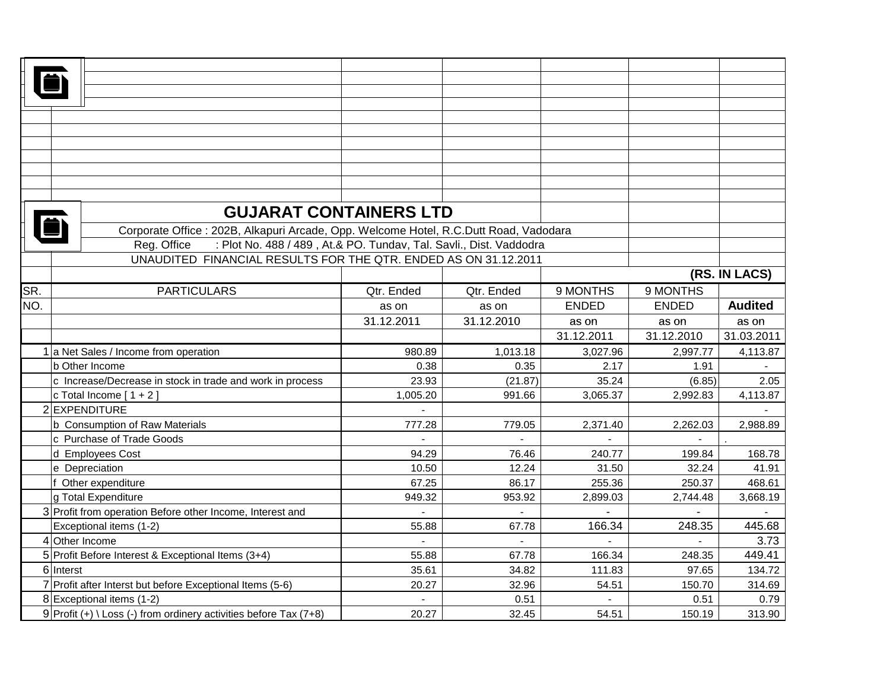# GUJARAT CONTAINERS LTD

Corporate Office : 202B, Alkapuri Arcade, Opp. Welcome Hotel, R.C.Dutt Road, Vadodara

Reg. Office : Plot No. 488 / 489 , At.& PO. Tundav, Tal. Savli., Dist. Vaddodra

UNAUDITED FINANCIAL RESULTS FOR THE QTR. ENDED AS ON 31.12.2011

**(RS. IN LACS)**

| SR. NO. | PARTICULARS | Qtr. Ended as on 31.12.2011 | Qtr. Ended as on 31.12.2010 | 9 MONTHS ENDED as on 31.12.2011 | 9 MONTHS ENDED as on 31.12.2010 | **Audited** as on 31.03.2011 |
|---|---|---|---|---|---|---|
| 1 | a Net Sales / Income from operation | 980.89 | 1,013.18 | 3,027.96 | 2,997.77 | 4,113.87 |
| | b Other Income | 0.38 | 0.35 | 2.17 | 1.91 | - |
| | c Increase/Decrease in stock in trade and work in process | 23.93 | (21.87) | 35.24 | (6.85) | 2.05 |
| | c Total Income [ 1 + 2 ] | 1,005.20 | 991.66 | 3,065.37 | 2,992.83 | 4,113.87 |
| 2 | EXPENDITURE | - | | | | - |
| | b Consumption of Raw Materials | 777.28 | 779.05 | 2,371.40 | 2,262.03 | 2,988.89 |
| | c Purchase of Trade Goods | - | - | - | - | . |
| | d Employees Cost | 94.29 | 76.46 | 240.77 | 199.84 | 168.78 |
| | e Depreciation | 10.50 | 12.24 | 31.50 | 32.24 | 41.91 |
| | f Other expenditure | 67.25 | 86.17 | 255.36 | 250.37 | 468.61 |
| | g Total Expenditure | 949.32 | 953.92 | 2,899.03 | 2,744.48 | 3,668.19 |
| 3 | Profit from operation Before other Income, Interest and | - | - | - | - | - |
| | Exceptional items (1-2) | 55.88 | 67.78 | 166.34 | 248.35 | 445.68 |
| 4 | Other Income | - | - | - | - | 3.73 |
| 5 | Profit Before Interest & Exceptional Items (3+4) | 55.88 | 67.78 | 166.34 | 248.35 | 449.41 |
| 6 | Interst | 35.61 | 34.82 | 111.83 | 97.65 | 134.72 |
| 7 | Profit after Interst but before Exceptional Items (5-6) | 20.27 | 32.96 | 54.51 | 150.70 | 314.69 |
| 8 | Exceptional items (1-2) | - | 0.51 | - | 0.51 | 0.79 |
| 9 | Profit (+) \ Loss (-) from ordinery activities before Tax (7+8) | 20.27 | 32.45 | 54.51 | 150.19 | 313.90 |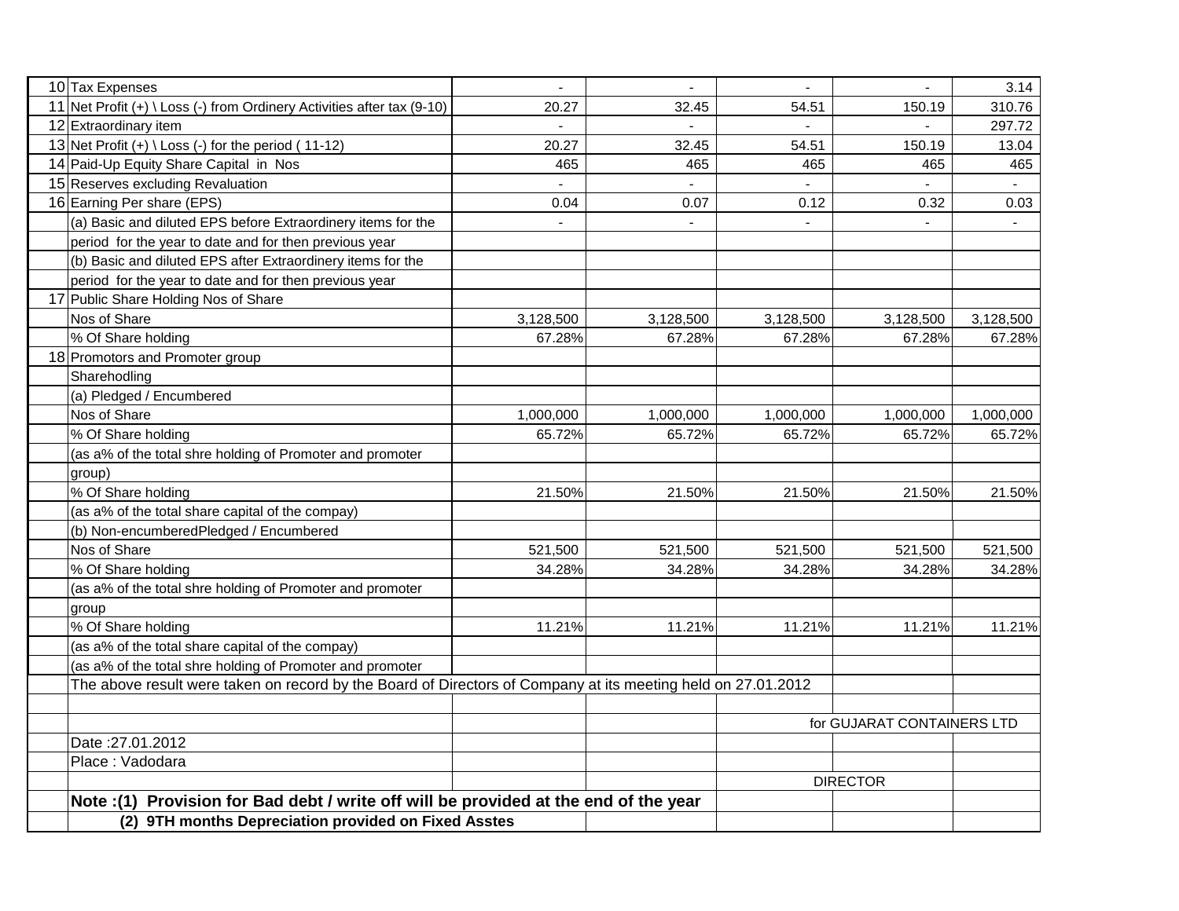| | | | | | | |
|---|---|---|---|---|---|---|
| 10 | Tax Expenses | - | - | - | - | 3.14 |
| 11 | Net Profit (+) \ Loss (-) from Ordinery Activities after tax (9-10) | 20.27 | 32.45 | 54.51 | 150.19 | 310.76 |
| 12 | Extraordinary item | - | - | - | - | 297.72 |
| 13 | Net Profit (+) \ Loss (-) for the period ( 11-12) | 20.27 | 32.45 | 54.51 | 150.19 | 13.04 |
| 14 | Paid-Up Equity Share Capital in Nos | 465 | 465 | 465 | 465 | 465 |
| 15 | Reserves excluding Revaluation | - | - | - | - | - |
| 16 | Earning Per share (EPS) | 0.04 | 0.07 | 0.12 | 0.32 | 0.03 |
| | (a) Basic and diluted EPS before Extraordinery items for the | - | - | - | - | - |
| | period for the year to date and for then previous year | | | | | |
| | (b) Basic and diluted EPS after Extraordinery items for the | | | | | |
| | period for the year to date and for then previous year | | | | | |
| 17 | Public Share Holding Nos of Share | | | | | |
| | Nos of Share | 3,128,500 | 3,128,500 | 3,128,500 | 3,128,500 | 3,128,500 |
| | % Of Share holding | 67.28% | 67.28% | 67.28% | 67.28% | 67.28% |
| 18 | Promotors and Promoter group | | | | | |
| | Sharehodling | | | | | |
| | (a) Pledged / Encumbered | | | | | |
| | Nos of Share | 1,000,000 | 1,000,000 | 1,000,000 | 1,000,000 | 1,000,000 |
| | % Of Share holding | 65.72% | 65.72% | 65.72% | 65.72% | 65.72% |
| | (as a% of the total shre holding of Promoter and promoter | | | | | |
| | group) | | | | | |
| | % Of Share holding | 21.50% | 21.50% | 21.50% | 21.50% | 21.50% |
| | (as a% of the total share capital of the company) | | | | | |
| | (b) Non-encumberedPledged / Encumbered | | | | | |
| | Nos of Share | 521,500 | 521,500 | 521,500 | 521,500 | 521,500 |
| | % Of Share holding | 34.28% | 34.28% | 34.28% | 34.28% | 34.28% |
| | (as a% of the total shre holding of Promoter and promoter | | | | | |
| | group | | | | | |
| | % Of Share holding | 11.21% | 11.21% | 11.21% | 11.21% | 11.21% |
| | (as a% of the total share capital of the compay) | | | | | |
| | (as a% of the total shre holding of Promoter and promoter | | | | | |

The above result were taken on record by the Board of Directors of Company at its meeting held on 27.01.2012

for GUJARAT CONTAINERS LTD

Date :27.01.2012

Place : Vadodara

DIRECTOR

**Note :(1) Provision for Bad debt / write off will be provided at the end of the year**

**(2) 9TH months Depreciation provided on Fixed Asstes**